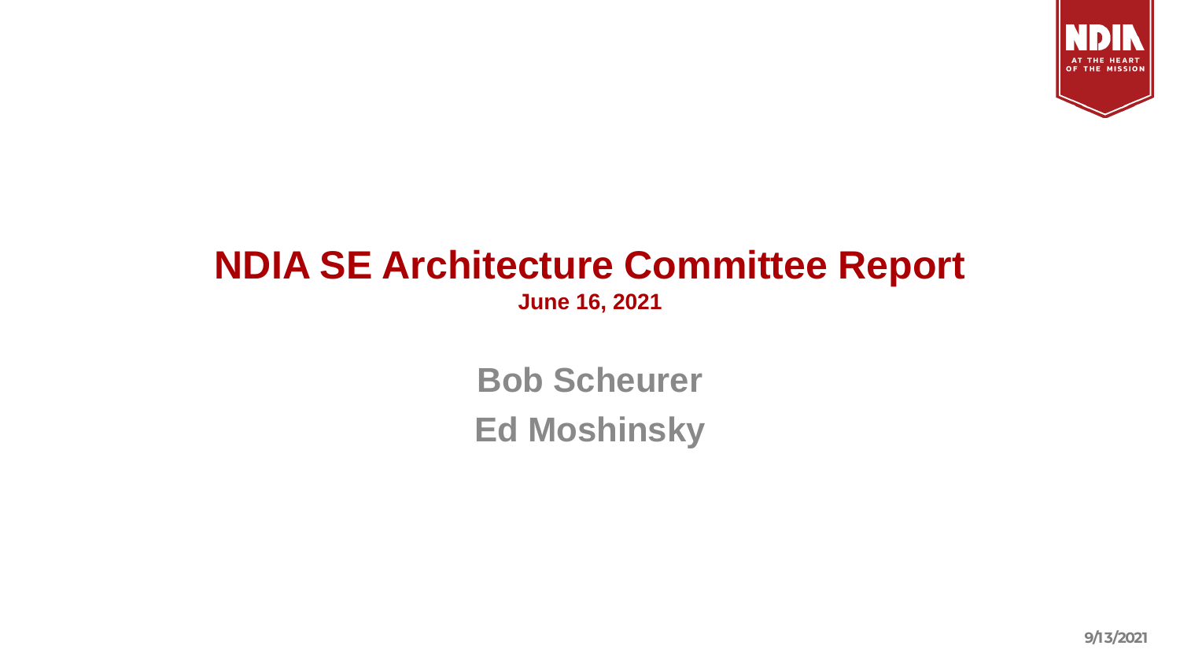# NDIA SE Architecture Committee Report

**June 16, 2021**

**Bob Scheurer**

**Ed Moshinsky**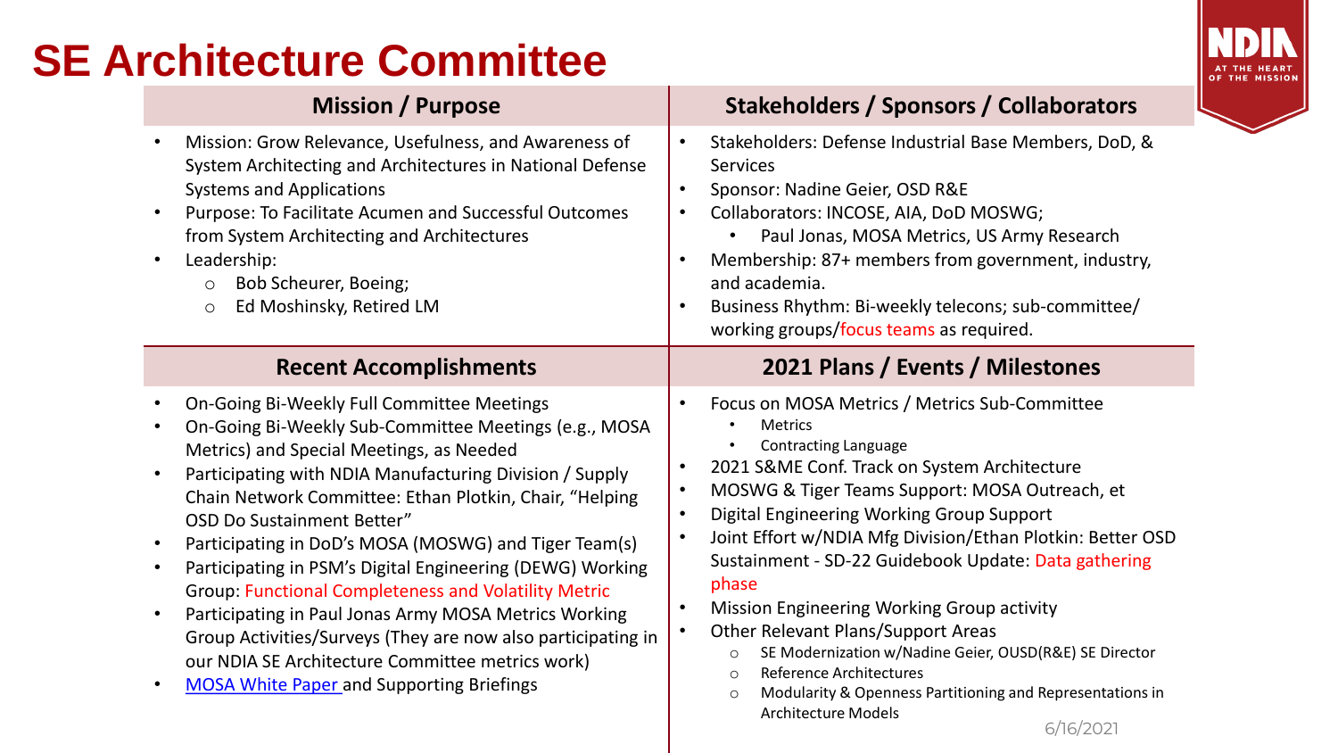# SE Architecture Committee

## Mission / Purpose

- Mission: Grow Relevance, Usefulness, and Awareness of System Architecting and Architectures in National Defense Systems and Applications
- Purpose: To Facilitate Acumen and Successful Outcomes from System Architecting and Architectures
- Leadership:
  - Bob Scheurer, Boeing;
  - Ed Moshinsky, Retired LM

## Stakeholders / Sponsors / Collaborators

- Stakeholders: Defense Industrial Base Members, DoD, & Services
- Sponsor: Nadine Geier, OSD R&E
- Collaborators: INCOSE, AIA, DoD MOSWG;
  - Paul Jonas, MOSA Metrics, US Army Research
- Membership: 87+ members from government, industry, and academia.
- Business Rhythm: Bi-weekly telecons; sub-committee/ working groups/focus teams as required.

## Recent Accomplishments

- On-Going Bi-Weekly Full Committee Meetings
- On-Going Bi-Weekly Sub-Committee Meetings (e.g., MOSA Metrics) and Special Meetings, as Needed
- Participating with NDIA Manufacturing Division / Supply Chain Network Committee: Ethan Plotkin, Chair, "Helping OSD Do Sustainment Better"
- Participating in DoD's MOSA (MOSWG) and Tiger Team(s)
- Participating in PSM's Digital Engineering (DEWG) Working Group: Functional Completeness and Volatility Metric
- Participating in Paul Jonas Army MOSA Metrics Working Group Activities/Surveys (They are now also participating in our NDIA SE Architecture Committee metrics work)
- MOSA White Paper and Supporting Briefings

## 2021 Plans / Events / Milestones

- Focus on MOSA Metrics / Metrics Sub-Committee
  - Metrics
  - Contracting Language
- 2021 S&ME Conf. Track on System Architecture
- MOSWG & Tiger Teams Support: MOSA Outreach, et
- Digital Engineering Working Group Support
- Joint Effort w/NDIA Mfg Division/Ethan Plotkin: Better OSD Sustainment - SD-22 Guidebook Update: Data gathering phase
- Mission Engineering Working Group activity
- Other Relevant Plans/Support Areas
  - SE Modernization w/Nadine Geier, OUSD(R&E) SE Director
  - Reference Architectures
  - Modularity & Openness Partitioning and Representations in Architecture Models

6/16/2021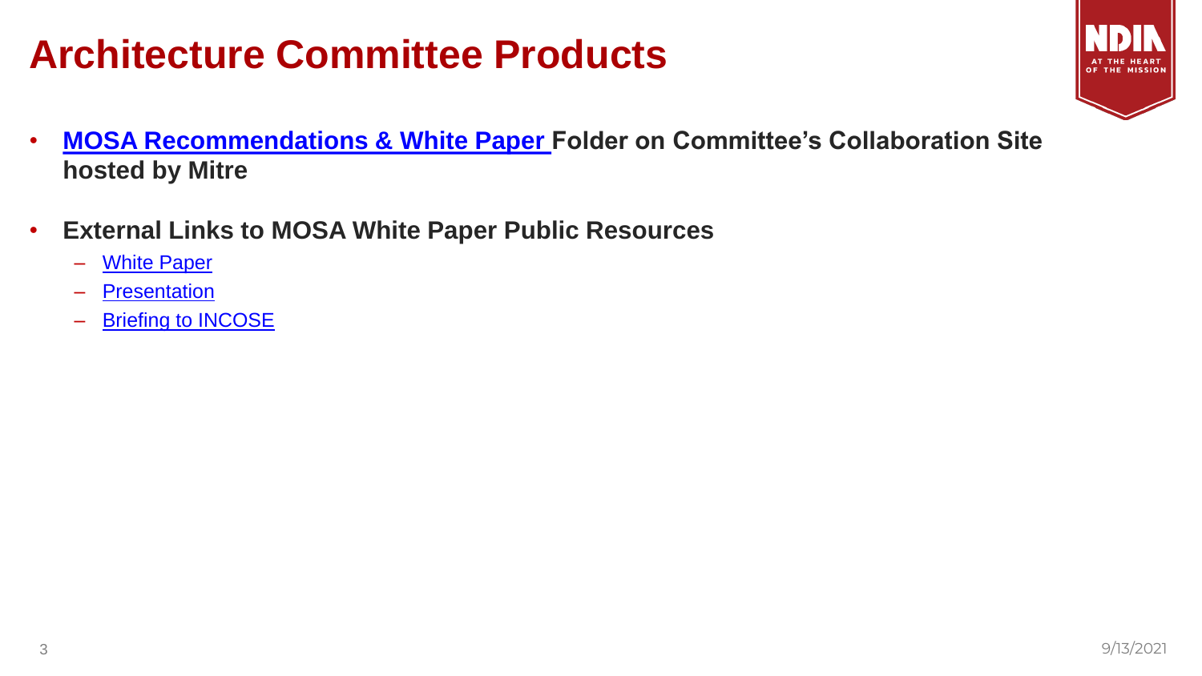# Architecture Committee Products

- **MOSA Recommendations & White Paper Folder on Committee's Collaboration Site hosted by Mitre**
- **External Links to MOSA White Paper Public Resources**
  - White Paper
  - Presentation
  - Briefing to INCOSE